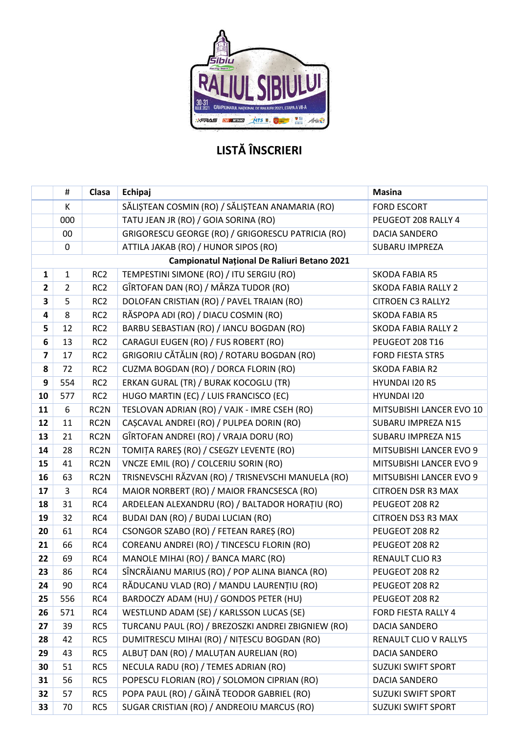# LISTĂ ÎNSCRIERI

| | # | Clasa | Echipaj | Masina |
|---|---|---|---|---|
| | K | | SĂLIȘTEAN COSMIN (RO) / SĂLIȘTEAN ANAMARIA (RO) | FORD ESCORT |
| | 000 | | TATU JEAN JR (RO) / GOIA SORINA (RO) | PEUGEOT 208 RALLY 4 |
| | 00 | | GRIGORESCU GEORGE (RO) / GRIGORESCU PATRICIA (RO) | DACIA SANDERO |
| | 0 | | ATTILA JAKAB (RO) / HUNOR SIPOS (RO) | SUBARU IMPREZA |
| **Campionatul Național De Raliuri Betano 2021** | | | | |
| **1** | 1 | RC2 | TEMPESTINI SIMONE (RO) / ITU SERGIU (RO) | SKODA FABIA R5 |
| **2** | 2 | RC2 | GÎRTOFAN DAN (RO) / MÂRZA TUDOR (RO) | SKODA FABIA RALLY 2 |
| **3** | 5 | RC2 | DOLOFAN CRISTIAN (RO) / PAVEL TRAIAN (RO) | CITROEN C3 RALLY2 |
| **4** | 8 | RC2 | RĂSPOPA ADI (RO) / DIACU COSMIN (RO) | SKODA FABIA R5 |
| **5** | 12 | RC2 | BARBU SEBASTIAN (RO) / IANCU BOGDAN (RO) | SKODA FABIA RALLY 2 |
| **6** | 13 | RC2 | CARAGUI EUGEN (RO) / FUS ROBERT (RO) | PEUGEOT 208 T16 |
| **7** | 17 | RC2 | GRIGORIU CĂTĂLIN (RO) / ROTARU BOGDAN (RO) | FORD FIESTA STR5 |
| **8** | 72 | RC2 | CUZMA BOGDAN (RO) / DORCA FLORIN (RO) | SKODA FABIA R2 |
| **9** | 554 | RC2 | ERKAN GURAL (TR) / BURAK KOCOGLU (TR) | HYUNDAI I20 R5 |
| **10** | 577 | RC2 | HUGO MARTIN (EC) / LUIS FRANCISCO (EC) | HYUNDAI I20 |
| **11** | 6 | RC2N | TESLOVAN ADRIAN (RO) / VAJK - IMRE CSEH (RO) | MITSUBISHI LANCER EVO 10 |
| **12** | 11 | RC2N | CAȘCAVAL ANDREI (RO) / PULPEA DORIN (RO) | SUBARU IMPREZA N15 |
| **13** | 21 | RC2N | GÎRTOFAN ANDREI (RO) / VRAJA DORU (RO) | SUBARU IMPREZA N15 |
| **14** | 28 | RC2N | TOMIȚA RAREȘ (RO) / CSEGZY LEVENTE (RO) | MITSUBISHI LANCER EVO 9 |
| **15** | 41 | RC2N | VNCZE EMIL (RO) / COLCERIU SORIN (RO) | MITSUBISHI LANCER EVO 9 |
| **16** | 63 | RC2N | TRISNEVSCHI RĂZVAN (RO) / TRISNEVSCHI MANUELA (RO) | MITSUBISHI LANCER EVO 9 |
| **17** | 3 | RC4 | MAIOR NORBERT (RO) / MAIOR FRANCSESCA (RO) | CITROEN DSR R3 MAX |
| **18** | 31 | RC4 | ARDELEAN ALEXANDRU (RO) / BALTADOR HORAȚIU (RO) | PEUGEOT 208 R2 |
| **19** | 32 | RC4 | BUDAI DAN (RO) / BUDAI LUCIAN (RO) | CITROEN DS3 R3 MAX |
| **20** | 61 | RC4 | CSONGOR SZABO (RO) / FETEAN RAREȘ (RO) | PEUGEOT 208 R2 |
| **21** | 66 | RC4 | COREANU ANDREI (RO) / TINCESCU FLORIN (RO) | PEUGEOT 208 R2 |
| **22** | 69 | RC4 | MANOLE MIHAI (RO) / BANCA MARC (RO) | RENAULT CLIO R3 |
| **23** | 86 | RC4 | SÎNCRĂIANU MARIUS (RO) / POP ALINA BIANCA (RO) | PEUGEOT 208 R2 |
| **24** | 90 | RC4 | RĂDUCANU VLAD (RO) / MANDU LAURENȚIU (RO) | PEUGEOT 208 R2 |
| **25** | 556 | RC4 | BARDOCZY ADAM (HU) / GONDOS PETER (HU) | PEUGEOT 208 R2 |
| **26** | 571 | RC4 | WESTLUND ADAM (SE) / KARLSSON LUCAS (SE) | FORD FIESTA RALLY 4 |
| **27** | 39 | RC5 | TURCANU PAUL (RO) / BREZOSZKI ANDREI ZBIGNIEW (RO) | DACIA SANDERO |
| **28** | 42 | RC5 | DUMITRESCU MIHAI (RO) / NIȚESCU BOGDAN (RO) | RENAULT CLIO V RALLY5 |
| **29** | 43 | RC5 | ALBUȚ DAN (RO) / MALUȚAN AURELIAN (RO) | DACIA SANDERO |
| **30** | 51 | RC5 | NECULA RADU (RO) / TEMES ADRIAN (RO) | SUZUKI SWIFT SPORT |
| **31** | 56 | RC5 | POPESCU FLORIAN (RO) / SOLOMON CIPRIAN (RO) | DACIA SANDERO |
| **32** | 57 | RC5 | POPA PAUL (RO) / GĂINĂ TEODOR GABRIEL (RO) | SUZUKI SWIFT SPORT |
| **33** | 70 | RC5 | SUGAR CRISTIAN (RO) / ANDREOIU MARCUS (RO) | SUZUKI SWIFT SPORT |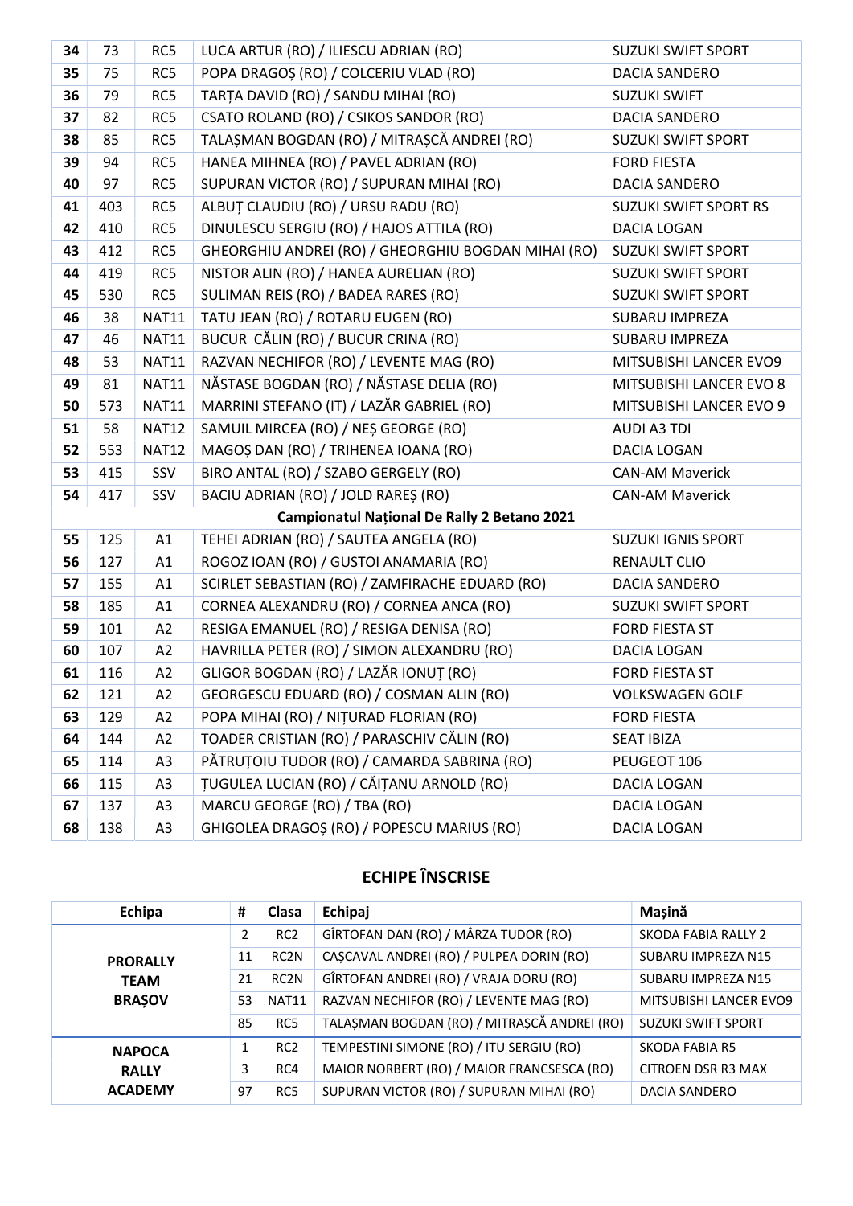| | | | | |
|---|---|---|---|---|
| 34 | 73 | RC5 | LUCA ARTUR (RO) / ILIESCU ADRIAN (RO) | SUZUKI SWIFT SPORT |
| 35 | 75 | RC5 | POPA DRAGOȘ (RO) / COLCERIU VLAD (RO) | DACIA SANDERO |
| 36 | 79 | RC5 | TARȚA DAVID (RO) / SANDU MIHAI (RO) | SUZUKI SWIFT |
| 37 | 82 | RC5 | CSATO ROLAND (RO) / CSIKOS SANDOR (RO) | DACIA SANDERO |
| 38 | 85 | RC5 | TALAȘMAN BOGDAN (RO) / MITRAȘCĂ ANDREI (RO) | SUZUKI SWIFT SPORT |
| 39 | 94 | RC5 | HANEA MIHNEA (RO) / PAVEL ADRIAN (RO) | FORD FIESTA |
| 40 | 97 | RC5 | SUPURAN VICTOR (RO) / SUPURAN MIHAI (RO) | DACIA SANDERO |
| 41 | 403 | RC5 | ALBUȚ CLAUDIU (RO) / URSU RADU (RO) | SUZUKI SWIFT SPORT RS |
| 42 | 410 | RC5 | DINULESCU SERGIU (RO) / HAJOS ATTILA (RO) | DACIA LOGAN |
| 43 | 412 | RC5 | GHEORGHIU ANDREI (RO) / GHEORGHIU BOGDAN MIHAI (RO) | SUZUKI SWIFT SPORT |
| 44 | 419 | RC5 | NISTOR ALIN (RO) / HANEA AURELIAN (RO) | SUZUKI SWIFT SPORT |
| 45 | 530 | RC5 | SULIMAN REIS (RO) / BADEA RARES (RO) | SUZUKI SWIFT SPORT |
| 46 | 38 | NAT11 | TATU JEAN (RO) / ROTARU EUGEN (RO) | SUBARU IMPREZA |
| 47 | 46 | NAT11 | BUCUR CĂLIN (RO) / BUCUR CRINA (RO) | SUBARU IMPREZA |
| 48 | 53 | NAT11 | RAZVAN NECHIFOR (RO) / LEVENTE MAG (RO) | MITSUBISHI LANCER EVO9 |
| 49 | 81 | NAT11 | NĂSTASE BOGDAN (RO) / NĂSTASE DELIA (RO) | MITSUBISHI LANCER EVO 8 |
| 50 | 573 | NAT11 | MARRINI STEFANO (IT) / LAZĂR GABRIEL (RO) | MITSUBISHI LANCER EVO 9 |
| 51 | 58 | NAT12 | SAMUIL MIRCEA (RO) / NEȘ GEORGE (RO) | AUDI A3 TDI |
| 52 | 553 | NAT12 | MAGOȘ DAN (RO) / TRIHENEA IOANA (RO) | DACIA LOGAN |
| 53 | 415 | SSV | BIRO ANTAL (RO) / SZABO GERGELY (RO) | CAN-AM Maverick |
| 54 | 417 | SSV | BACIU ADRIAN (RO) / JOLD RAREȘ (RO) | CAN-AM Maverick |
| **Campionatul Național De Rally 2 Betano 2021** | | | | |
| 55 | 125 | A1 | TEHEI ADRIAN (RO) / SAUTEA ANGELA (RO) | SUZUKI IGNIS SPORT |
| 56 | 127 | A1 | ROGOZ IOAN (RO) / GUSTOI ANAMARIA (RO) | RENAULT CLIO |
| 57 | 155 | A1 | SCIRLET SEBASTIAN (RO) / ZAMFIRACHE EDUARD (RO) | DACIA SANDERO |
| 58 | 185 | A1 | CORNEA ALEXANDRU (RO) / CORNEA ANCA (RO) | SUZUKI SWIFT SPORT |
| 59 | 101 | A2 | RESIGA EMANUEL (RO) / RESIGA DENISA (RO) | FORD FIESTA ST |
| 60 | 107 | A2 | HAVRILLA PETER (RO) / SIMON ALEXANDRU (RO) | DACIA LOGAN |
| 61 | 116 | A2 | GLIGOR BOGDAN (RO) / LAZĂR IONUȚ (RO) | FORD FIESTA ST |
| 62 | 121 | A2 | GEORGESCU EDUARD (RO) / COSMAN ALIN (RO) | VOLKSWAGEN GOLF |
| 63 | 129 | A2 | POPA MIHAI (RO) / NIȚURAD FLORIAN (RO) | FORD FIESTA |
| 64 | 144 | A2 | TOADER CRISTIAN (RO) / PARASCHIV CĂLIN (RO) | SEAT IBIZA |
| 65 | 114 | A3 | PĂTRUȚOIU TUDOR (RO) / CAMARDA SABRINA (RO) | PEUGEOT 106 |
| 66 | 115 | A3 | ȚUGULEA LUCIAN (RO) / CĂIȚANU ARNOLD (RO) | DACIA LOGAN |
| 67 | 137 | A3 | MARCU GEORGE (RO) / TBA (RO) | DACIA LOGAN |
| 68 | 138 | A3 | GHIGOLEA DRAGOȘ (RO) / POPESCU MARIUS (RO) | DACIA LOGAN |

## ECHIPE ÎNSCRISE

| Echipa | # | Clasa | Echipaj | Mașină |
|---|---|---|---|---|
| **PRORALLY TEAM BRAȘOV** | 2 | RC2 | GÎRTOFAN DAN (RO) / MÂRZA TUDOR (RO) | SKODA FABIA RALLY 2 |
| | 11 | RC2N | CAȘCAVAL ANDREI (RO) / PULPEA DORIN (RO) | SUBARU IMPREZA N15 |
| | 21 | RC2N | GÎRTOFAN ANDREI (RO) / VRAJA DORU (RO) | SUBARU IMPREZA N15 |
| | 53 | NAT11 | RAZVAN NECHIFOR (RO) / LEVENTE MAG (RO) | MITSUBISHI LANCER EVO9 |
| | 85 | RC5 | TALAȘMAN BOGDAN (RO) / MITRAȘCĂ ANDREI (RO) | SUZUKI SWIFT SPORT |
| **NAPOCA RALLY ACADEMY** | 1 | RC2 | TEMPESTINI SIMONE (RO) / ITU SERGIU (RO) | SKODA FABIA R5 |
| | 3 | RC4 | MAIOR NORBERT (RO) / MAIOR FRANCSESCA (RO) | CITROEN DSR R3 MAX |
| | 97 | RC5 | SUPURAN VICTOR (RO) / SUPURAN MIHAI (RO) | DACIA SANDERO |